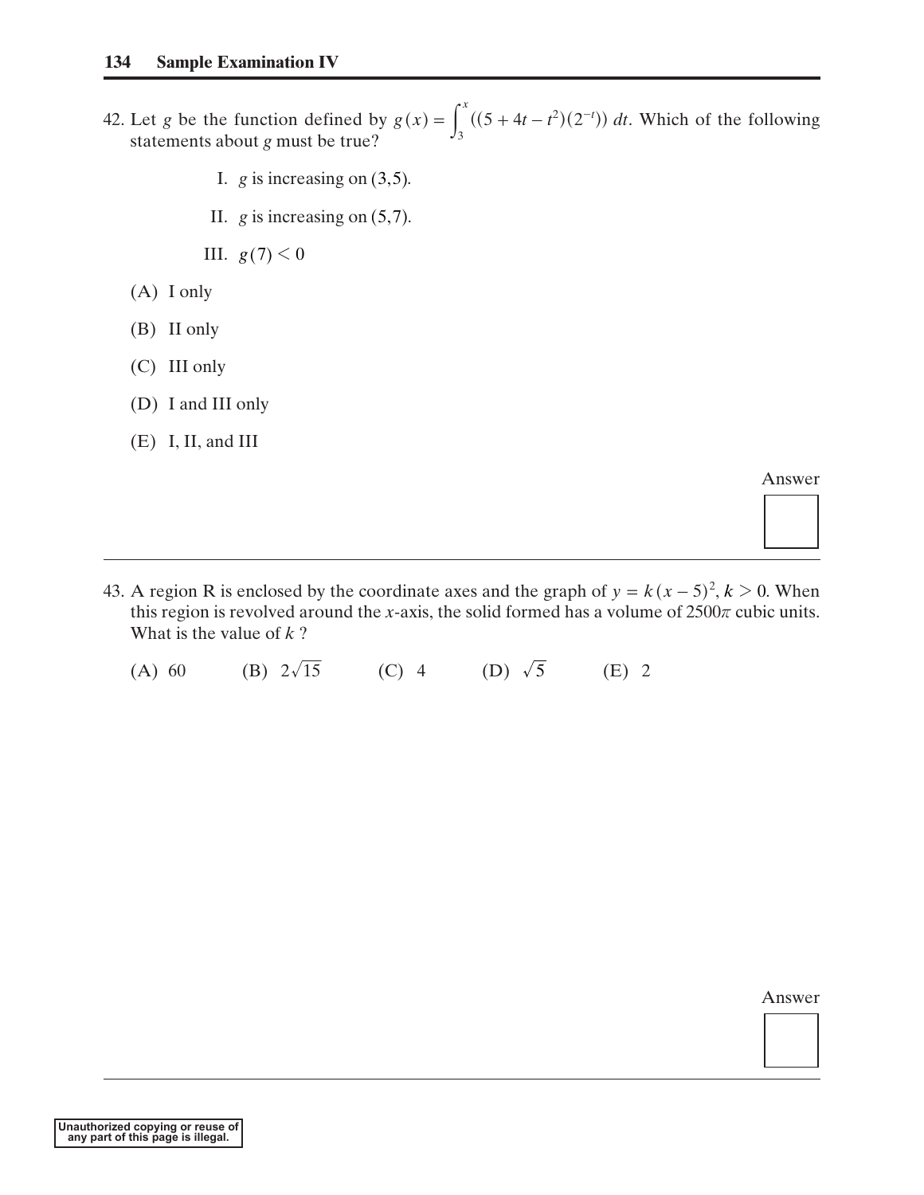42. Let $g$ be the function defined by $g(x) = \int_3^x ((5 + 4t - t^2)(2^{-t}))\, dt$. Which of the following statements about $g$ must be true?

I. $g$ is increasing on (3,5).

II. $g$ is increasing on (5,7).

III. $g(7) < 0$

(A) I only

(B) II only

(C) III only

(D) I and III only

(E) I, II, and III

Answer

---

43. A region R is enclosed by the coordinate axes and the graph of $y = k(x - 5)^2, k > 0$. When this region is revolved around the $x$-axis, the solid formed has a volume of $2500\pi$ cubic units. What is the value of $k$ ?

(A) 60 (B) $2\sqrt{15}$ (C) 4 (D) $\sqrt{5}$ (E) 2

Answer

---

Unauthorized copying or reuse of any part of this page is illegal.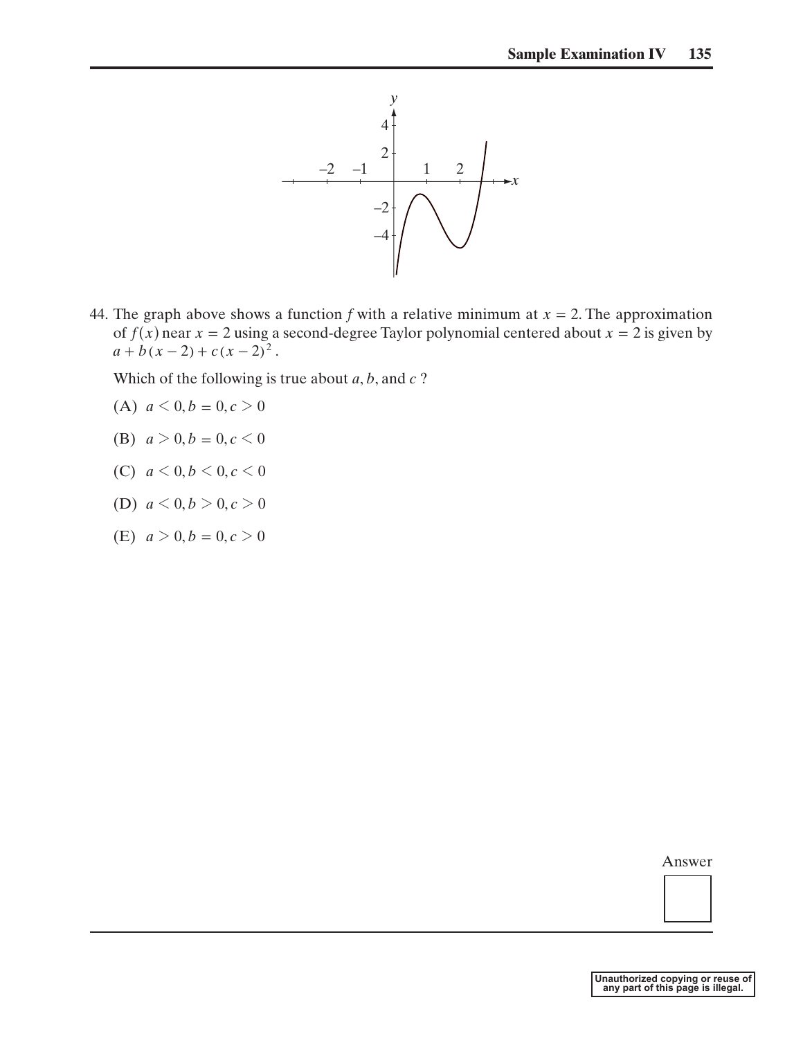44. The graph above shows a function $f$ with a relative minimum at $x = 2$. The approximation of $f(x)$ near $x = 2$ using a second-degree Taylor polynomial centered about $x = 2$ is given by $a + b(x - 2) + c(x - 2)^2$.

Which of the following is true about $a$, $b$, and $c$ ?

(A) $a < 0, b = 0, c > 0$

(B) $a > 0, b = 0, c < 0$

(C) $a < 0, b < 0, c < 0$

(D) $a < 0, b > 0, c > 0$

(E) $a > 0, b = 0, c > 0$

Answer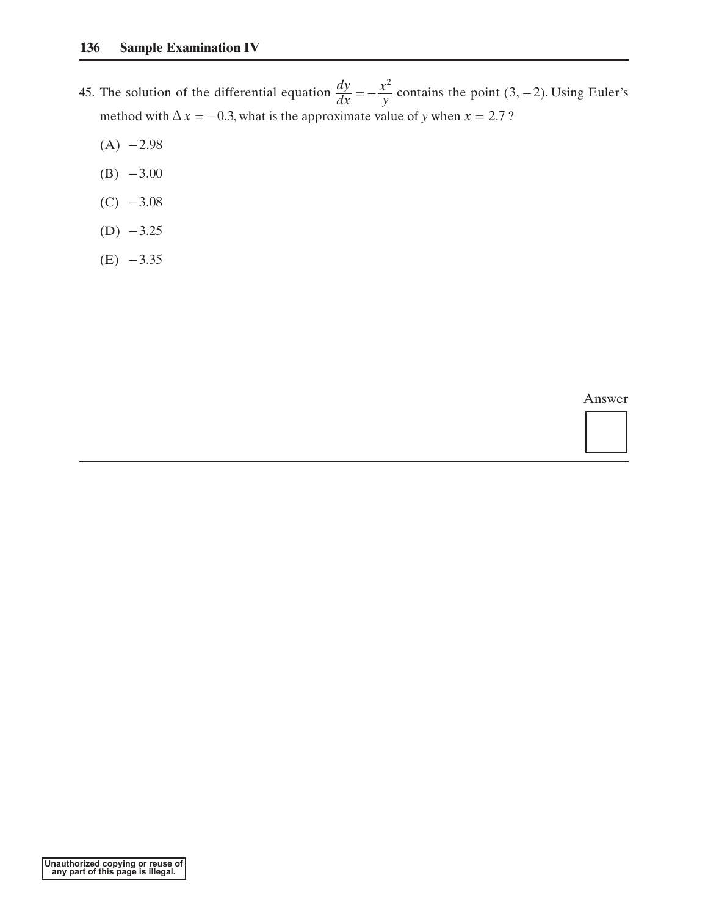45. The solution of the differential equation $\frac{dy}{dx} = -\frac{x^2}{y}$ contains the point $(3, -2)$. Using Euler's method with $\Delta x = -0.3$, what is the approximate value of $y$ when $x = 2.7$ ?

(A) $-2.98$

(B) $-3.00$

(C) $-3.08$

(D) $-3.25$

(E) $-3.35$

Answer